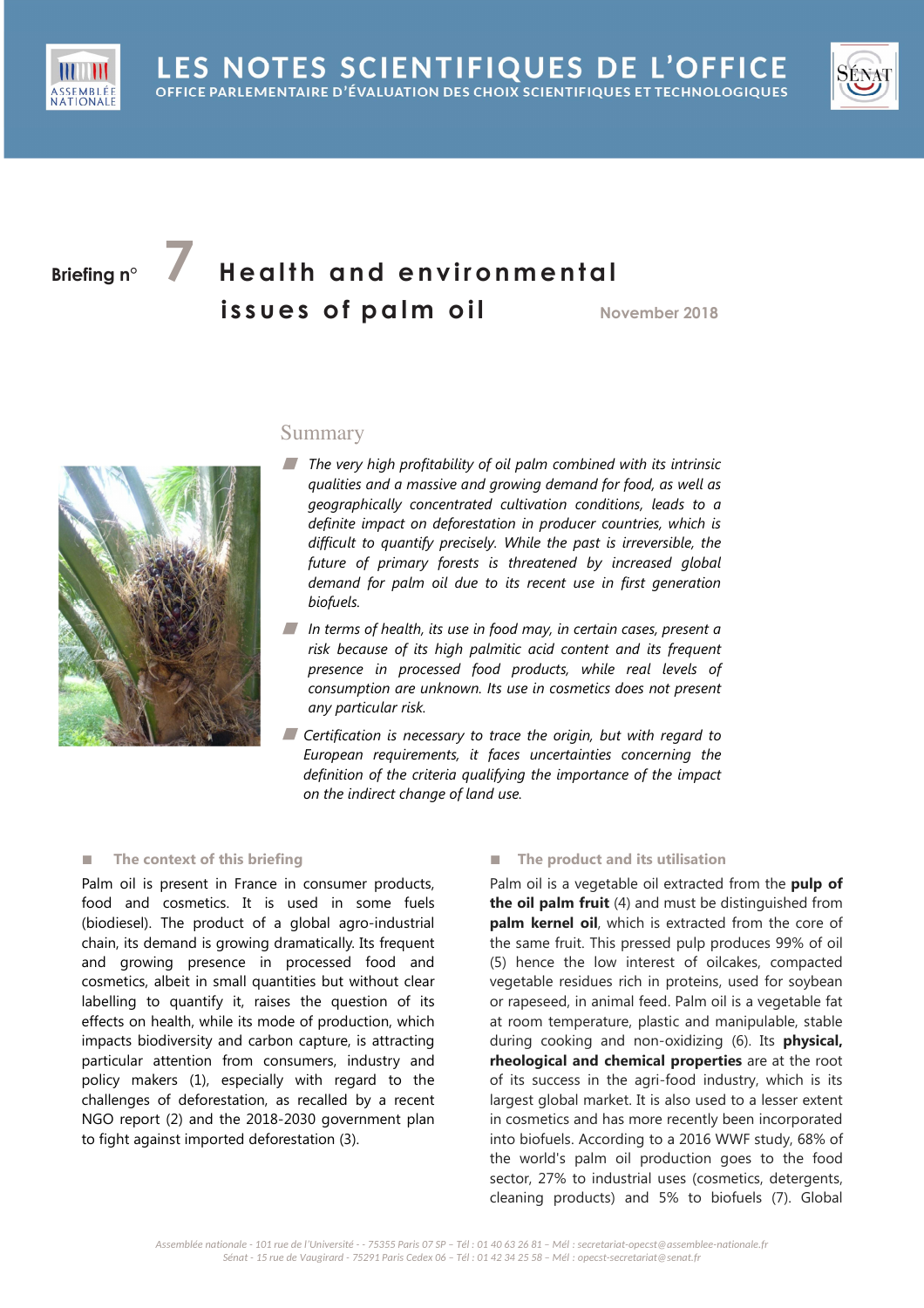LES NOTES SCIENTIFIQUES DE L'OFFICE

OFFICE PARLEMENTAIRE D'ÉVALUATION DES CHOIX SCIENTIFIQUES ET TECHNOLOGIQUES

Briefing n° 7

# Health and environmental issues of palm oil

November 2018

## Summary

- *The very high profitability of oil palm combined with its intrinsic qualities and a massive and growing demand for food, as well as geographically concentrated cultivation conditions, leads to a definite impact on deforestation in producer countries, which is difficult to quantify precisely. While the past is irreversible, the future of primary forests is threatened by increased global demand for palm oil due to its recent use in first generation biofuels.*
- *In terms of health, its use in food may, in certain cases, present a risk because of its high palmitic acid content and its frequent presence in processed food products, while real levels of consumption are unknown. Its use in cosmetics does not present any particular risk.*
- *Certification is necessary to trace the origin, but with regard to European requirements, it faces uncertainties concerning the definition of the criteria qualifying the importance of the impact on the indirect change of land use.*

### The context of this briefing

Palm oil is present in France in consumer products, food and cosmetics. It is used in some fuels (biodiesel). The product of a global agro-industrial chain, its demand is growing dramatically. Its frequent and growing presence in processed food and cosmetics, albeit in small quantities but without clear labelling to quantify it, raises the question of its effects on health, while its mode of production, which impacts biodiversity and carbon capture, is attracting particular attention from consumers, industry and policy makers (1), especially with regard to the challenges of deforestation, as recalled by a recent NGO report (2) and the 2018-2030 government plan to fight against imported deforestation (3).

### The product and its utilisation

Palm oil is a vegetable oil extracted from the **pulp of the oil palm fruit** (4) and must be distinguished from **palm kernel oil**, which is extracted from the core of the same fruit. This pressed pulp produces 99% of oil (5) hence the low interest of oilcakes, compacted vegetable residues rich in proteins, used for soybean or rapeseed, in animal feed. Palm oil is a vegetable fat at room temperature, plastic and manipulable, stable during cooking and non-oxidizing (6). Its **physical, rheological and chemical properties** are at the root of its success in the agri-food industry, which is its largest global market. It is also used to a lesser extent in cosmetics and has more recently been incorporated into biofuels. According to a 2016 WWF study, 68% of the world's palm oil production goes to the food sector, 27% to industrial uses (cosmetics, detergents, cleaning products) and 5% to biofuels (7). Global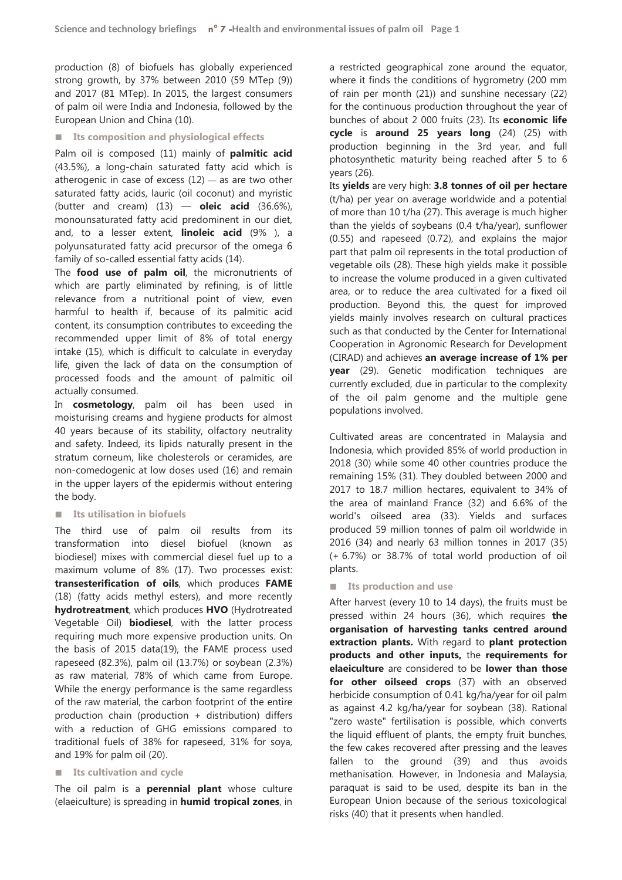production (8) of biofuels has globally experienced strong growth, by 37% between 2010 (59 MTep (9)) and 2017 (81 MTep). In 2015, the largest consumers of palm oil were India and Indonesia, followed by the European Union and China (10).

### Its composition and physiological effects

Palm oil is composed (11) mainly of **palmitic acid** (43.5%), a long-chain saturated fatty acid which is atherogenic in case of excess (12) — as are two other saturated fatty acids, lauric (oil coconut) and myristic (butter and cream) (13) — **oleic acid** (36.6%), monounsaturated fatty acid predominent in our diet, and, to a lesser extent, **linoleic acid** (9% ), a polyunsaturated fatty acid precursor of the omega 6 family of so-called essential fatty acids (14).

The **food use of palm oil**, the micronutrients of which are partly eliminated by refining, is of little relevance from a nutritional point of view, even harmful to health if, because of its palmitic acid content, its consumption contributes to exceeding the recommended upper limit of 8% of total energy intake (15), which is difficult to calculate in everyday life, given the lack of data on the consumption of processed foods and the amount of palmitic oil actually consumed.

In **cosmetology**, palm oil has been used in moisturising creams and hygiene products for almost 40 years because of its stability, olfactory neutrality and safety. Indeed, its lipids naturally present in the stratum corneum, like cholesterols or ceramides, are non-comedogenic at low doses used (16) and remain in the upper layers of the epidermis without entering the body.

### Its utilisation in biofuels

The third use of palm oil results from its transformation into diesel biofuel (known as biodiesel) mixes with commercial diesel fuel up to a maximum volume of 8% (17). Two processes exist: **transesterification of oils**, which produces **FAME** (18) (fatty acids methyl esters), and more recently **hydrotreatment**, which produces **HVO** (Hydrotreated Vegetable Oil) **biodiesel**, with the latter process requiring much more expensive production units. On the basis of 2015 data(19), the FAME process used rapeseed (82.3%), palm oil (13.7%) or soybean (2.3%) as raw material, 78% of which came from Europe. While the energy performance is the same regardless of the raw material, the carbon footprint of the entire production chain (production + distribution) differs with a reduction of GHG emissions compared to traditional fuels of 38% for rapeseed, 31% for soya, and 19% for palm oil (20).

### Its cultivation and cycle

The oil palm is a **perennial plant** whose culture (elaeiculture) is spreading in **humid tropical zones**, in a restricted geographical zone around the equator, where it finds the conditions of hygrometry (200 mm of rain per month (21)) and sunshine necessary (22) for the continuous production throughout the year of bunches of about 2 000 fruits (23). Its **economic life cycle** is **around 25 years long** (24) (25) with production beginning in the 3rd year, and full photosynthetic maturity being reached after 5 to 6 years (26).

Its **yields** are very high: **3.8 tonnes of oil per hectare** (t/ha) per year on average worldwide and a potential of more than 10 t/ha (27). This average is much higher than the yields of soybeans (0.4 t/ha/year), sunflower (0.55) and rapeseed (0.72), and explains the major part that palm oil represents in the total production of vegetable oils (28). These high yields make it possible to increase the volume produced in a given cultivated area, or to reduce the area cultivated for a fixed oil production. Beyond this, the quest for improved yields mainly involves research on cultural practices such as that conducted by the Center for International Cooperation in Agronomic Research for Development (CIRAD) and achieves **an average increase of 1% per year** (29). Genetic modification techniques are currently excluded, due in particular to the complexity of the oil palm genome and the multiple gene populations involved.

Cultivated areas are concentrated in Malaysia and Indonesia, which provided 85% of world production in 2018 (30) while some 40 other countries produce the remaining 15% (31). They doubled between 2000 and 2017 to 18.7 million hectares, equivalent to 34% of the area of mainland France (32) and 6.6% of the world's oilseed area (33). Yields and surfaces produced 59 million tonnes of palm oil worldwide in 2016 (34) and nearly 63 million tonnes in 2017 (35) (+ 6.7%) or 38.7% of total world production of oil plants.

### Its production and use

After harvest (every 10 to 14 days), the fruits must be pressed within 24 hours (36), which requires **the organisation of harvesting tanks centred around extraction plants.** With regard to **plant protection products and other inputs,** the **requirements for elaeiculture** are considered to be **lower than those for other oilseed crops** (37) with an observed herbicide consumption of 0.41 kg/ha/year for oil palm as against 4.2 kg/ha/year for soybean (38). Rational "zero waste" fertilisation is possible, which converts the liquid effluent of plants, the empty fruit bunches, the few cakes recovered after pressing and the leaves fallen to the ground (39) and thus avoids methanisation. However, in Indonesia and Malaysia, paraquat is said to be used, despite its ban in the European Union because of the serious toxicological risks (40) that it presents when handled.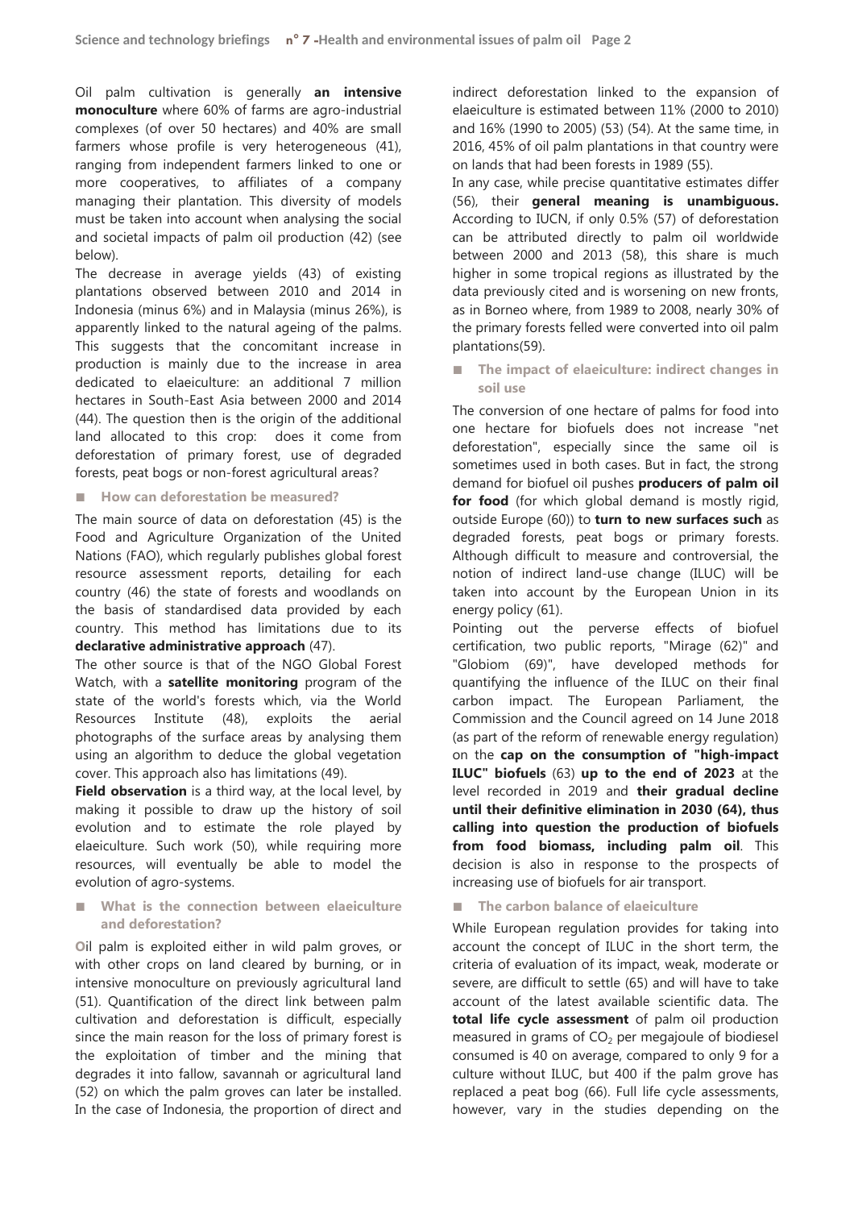Oil palm cultivation is generally **an intensive monoculture** where 60% of farms are agro-industrial complexes (of over 50 hectares) and 40% are small farmers whose profile is very heterogeneous (41), ranging from independent farmers linked to one or more cooperatives, to affiliates of a company managing their plantation. This diversity of models must be taken into account when analysing the social and societal impacts of palm oil production (42) (see below).

The decrease in average yields (43) of existing plantations observed between 2010 and 2014 in Indonesia (minus 6%) and in Malaysia (minus 26%), is apparently linked to the natural ageing of the palms. This suggests that the concomitant increase in production is mainly due to the increase in area dedicated to elaeiculture: an additional 7 million hectares in South-East Asia between 2000 and 2014 (44). The question then is the origin of the additional land allocated to this crop: does it come from deforestation of primary forest, use of degraded forests, peat bogs or non-forest agricultural areas?

### How can deforestation be measured?

The main source of data on deforestation (45) is the Food and Agriculture Organization of the United Nations (FAO), which regularly publishes global forest resource assessment reports, detailing for each country (46) the state of forests and woodlands on the basis of standardised data provided by each country. This method has limitations due to its **declarative administrative approach** (47).

The other source is that of the NGO Global Forest Watch, with a **satellite monitoring** program of the state of the world's forests which, via the World Resources Institute (48), exploits the aerial photographs of the surface areas by analysing them using an algorithm to deduce the global vegetation cover. This approach also has limitations (49).

**Field observation** is a third way, at the local level, by making it possible to draw up the history of soil evolution and to estimate the role played by elaeiculture. Such work (50), while requiring more resources, will eventually be able to model the evolution of agro-systems.

### What is the connection between elaeiculture and deforestation?

Oil palm is exploited either in wild palm groves, or with other crops on land cleared by burning, or in intensive monoculture on previously agricultural land (51). Quantification of the direct link between palm cultivation and deforestation is difficult, especially since the main reason for the loss of primary forest is the exploitation of timber and the mining that degrades it into fallow, savannah or agricultural land (52) on which the palm groves can later be installed. In the case of Indonesia, the proportion of direct and indirect deforestation linked to the expansion of elaeiculture is estimated between 11% (2000 to 2010) and 16% (1990 to 2005) (53) (54). At the same time, in 2016, 45% of oil palm plantations in that country were on lands that had been forests in 1989 (55).

In any case, while precise quantitative estimates differ (56), their **general meaning is unambiguous.** According to IUCN, if only 0.5% (57) of deforestation can be attributed directly to palm oil worldwide between 2000 and 2013 (58), this share is much higher in some tropical regions as illustrated by the data previously cited and is worsening on new fronts, as in Borneo where, from 1989 to 2008, nearly 30% of the primary forests felled were converted into oil palm plantations(59).

### The impact of elaeiculture: indirect changes in soil use

The conversion of one hectare of palms for food into one hectare for biofuels does not increase "net deforestation", especially since the same oil is sometimes used in both cases. But in fact, the strong demand for biofuel oil pushes **producers of palm oil for food** (for which global demand is mostly rigid, outside Europe (60)) to **turn to new surfaces such** as degraded forests, peat bogs or primary forests. Although difficult to measure and controversial, the notion of indirect land-use change (ILUC) will be taken into account by the European Union in its energy policy (61).

Pointing out the perverse effects of biofuel certification, two public reports, "Mirage (62)" and "Globiom (69)", have developed methods for quantifying the influence of the ILUC on their final carbon impact. The European Parliament, the Commission and the Council agreed on 14 June 2018 (as part of the reform of renewable energy regulation) on the **cap on the consumption of "high-impact ILUC" biofuels** (63) **up to the end of 2023** at the level recorded in 2019 and **their gradual decline until their definitive elimination in 2030 (64), thus calling into question the production of biofuels from food biomass, including palm oil**. This decision is also in response to the prospects of increasing use of biofuels for air transport.

### The carbon balance of elaeiculture

While European regulation provides for taking into account the concept of ILUC in the short term, the criteria of evaluation of its impact, weak, moderate or severe, are difficult to settle (65) and will have to take account of the latest available scientific data. The **total life cycle assessment** of palm oil production measured in grams of $CO_2$ per megajoule of biodiesel consumed is 40 on average, compared to only 9 for a culture without ILUC, but 400 if the palm grove has replaced a peat bog (66). Full life cycle assessments, however, vary in the studies depending on the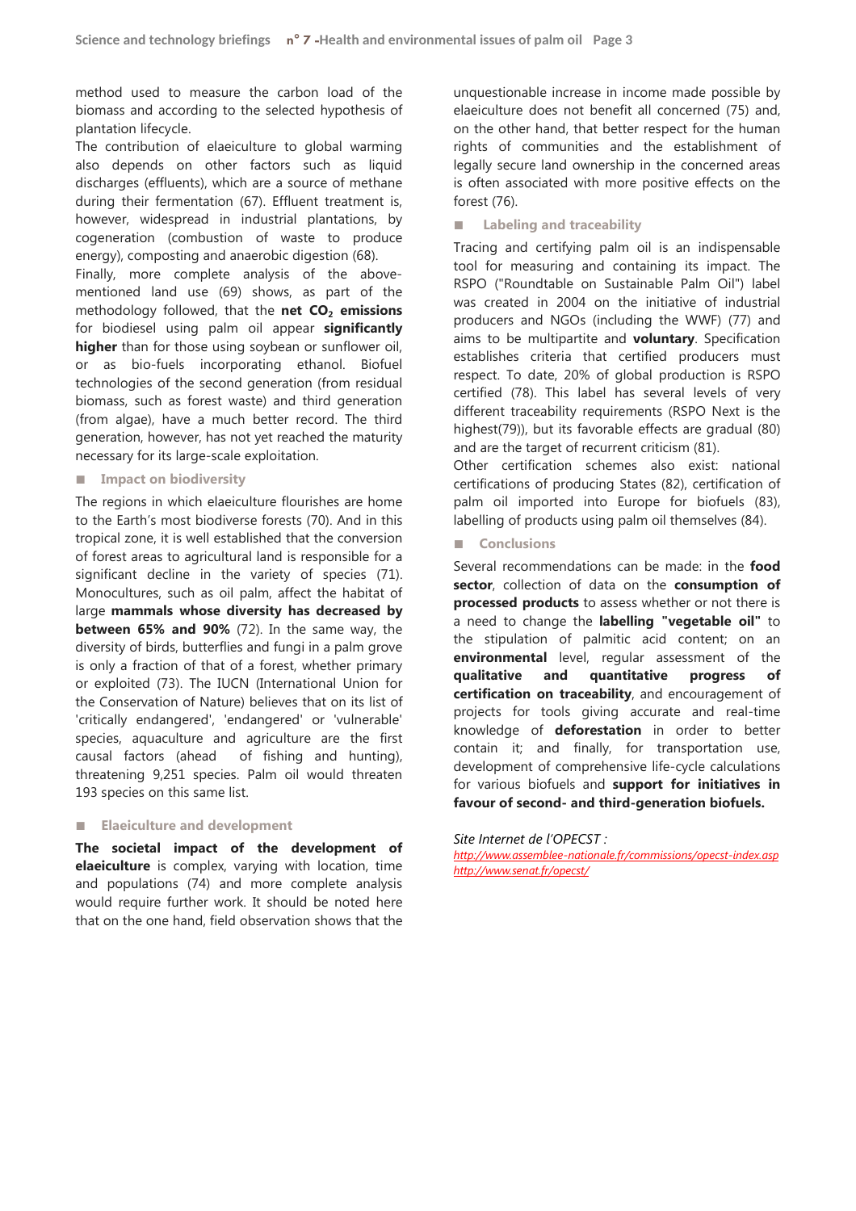method used to measure the carbon load of the biomass and according to the selected hypothesis of plantation lifecycle.

The contribution of elaeiculture to global warming also depends on other factors such as liquid discharges (effluents), which are a source of methane during their fermentation (67). Effluent treatment is, however, widespread in industrial plantations, by cogeneration (combustion of waste to produce energy), composting and anaerobic digestion (68).

Finally, more complete analysis of the above-mentioned land use (69) shows, as part of the methodology followed, that the **net $CO_2$ emissions** for biodiesel using palm oil appear **significantly higher** than for those using soybean or sunflower oil, or as bio-fuels incorporating ethanol. Biofuel technologies of the second generation (from residual biomass, such as forest waste) and third generation (from algae), have a much better record. The third generation, however, has not yet reached the maturity necessary for its large-scale exploitation.

### Impact on biodiversity

The regions in which elaeiculture flourishes are home to the Earth's most biodiverse forests (70). And in this tropical zone, it is well established that the conversion of forest areas to agricultural land is responsible for a significant decline in the variety of species (71). Monocultures, such as oil palm, affect the habitat of large **mammals whose diversity has decreased by between 65% and 90%** (72). In the same way, the diversity of birds, butterflies and fungi in a palm grove is only a fraction of that of a forest, whether primary or exploited (73). The IUCN (International Union for the Conservation of Nature) believes that on its list of 'critically endangered', 'endangered' or 'vulnerable' species, aquaculture and agriculture are the first causal factors (ahead of fishing and hunting), threatening 9,251 species. Palm oil would threaten 193 species on this same list.

### Elaeiculture and development

**The societal impact of the development of elaeiculture** is complex, varying with location, time and populations (74) and more complete analysis would require further work. It should be noted here that on the one hand, field observation shows that the unquestionable increase in income made possible by elaeiculture does not benefit all concerned (75) and, on the other hand, that better respect for the human rights of communities and the establishment of legally secure land ownership in the concerned areas is often associated with more positive effects on the forest (76).

### Labeling and traceability

Tracing and certifying palm oil is an indispensable tool for measuring and containing its impact. The RSPO ("Roundtable on Sustainable Palm Oil") label was created in 2004 on the initiative of industrial producers and NGOs (including the WWF) (77) and aims to be multipartite and **voluntary**. Specification establishes criteria that certified producers must respect. To date, 20% of global production is RSPO certified (78). This label has several levels of very different traceability requirements (RSPO Next is the highest(79)), but its favorable effects are gradual (80) and are the target of recurrent criticism (81).

Other certification schemes also exist: national certifications of producing States (82), certification of palm oil imported into Europe for biofuels (83), labelling of products using palm oil themselves (84).

### Conclusions

Several recommendations can be made: in the **food sector**, collection of data on the **consumption of processed products** to assess whether or not there is a need to change the **labelling "vegetable oil"** to the stipulation of palmitic acid content; on an **environmental** level, regular assessment of the **qualitative and quantitative progress of certification on traceability**, and encouragement of projects for tools giving accurate and real-time knowledge of **deforestation** in order to better contain it; and finally, for transportation use, development of comprehensive life-cycle calculations for various biofuels and **support for initiatives in favour of second- and third-generation biofuels.**

*Site Internet de l'OPECST :*

*http://www.assemblee-nationale.fr/commissions/opecst-index.asp*
*http://www.senat.fr/opecst/*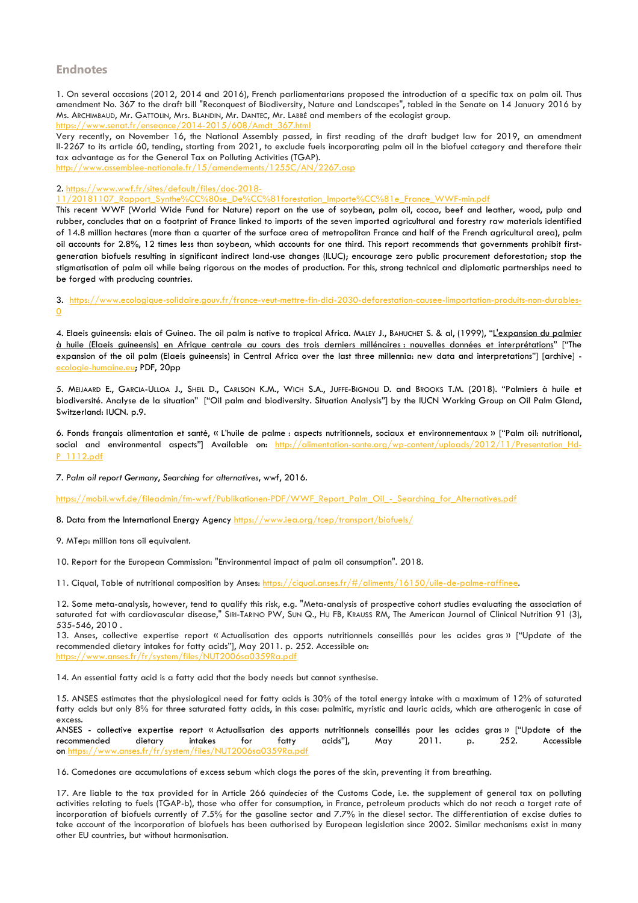## Endnotes

1. On several occasions (2012, 2014 and 2016), French parliamentarians proposed the introduction of a specific tax on palm oil. Thus amendment No. 367 to the draft bill "Reconquest of Biodiversity, Nature and Landscapes", tabled in the Senate on 14 January 2016 by Ms. Archimbaud, Mr. Gattolin, Mrs. Blandin, Mr. Dantec, Mr. Labbé and members of the ecologist group.
https://www.senat.fr/enseance/2014-2015/608/Amdt_367.html
Very recently, on November 16, the National Assembly passed, in first reading of the draft budget law for 2019, an amendment II-2267 to its article 60, tending, starting from 2021, to exclude fuels incorporating palm oil in the biofuel category and therefore their tax advantage as for the General Tax on Polluting Activities (TGAP).
http://www.assemblee-nationale.fr/15/amendements/1255C/AN/2267.asp

2. https://www.wwf.fr/sites/default/files/doc-2018-11/20181107_Rapport_Synthe%CC%80se_De%CC%81forestation_Importe%CC%81e_France_WWF-min.pdf
This recent WWF (World Wide Fund for Nature) report on the use of soybean, palm oil, cocoa, beef and leather, wood, pulp and rubber, concludes that on a footprint of France linked to imports of the seven imported agricultural and forestry raw materials identified of 14.8 million hectares (more than a quarter of the surface area of metropolitan France and half of the French agricultural area), palm oil accounts for 2.8%, 12 times less than soybean, which accounts for one third. This report recommends that governments prohibit first-generation biofuels resulting in significant indirect land-use changes (ILUC); encourage zero public procurement deforestation; stop the stigmatisation of palm oil while being rigorous on the modes of production. For this, strong technical and diplomatic partnerships need to be forged with producing countries.

3. https://www.ecologique-solidaire.gouv.fr/france-veut-mettre-fin-dici-2030-deforestation-causee-limportation-produits-non-durables-0

4. Elaeis guineensis: elais of Guinea. The oil palm is native to tropical Africa. Maley J., Bahuchet S. & al, (1999), "L'expansion du palmier à huile (Elaeis guineensis) en Afrique centrale au cours des trois derniers millénaires : nouvelles données et interprétations" ["The expansion of the oil palm (Elaeis guineensis) in Central Africa over the last three millennia: new data and interpretations"] [archive] - ecologie-humaine.eu; PDF, 20pp

5. Meijaard E., Garcia-Ulloa J., Sheil D., Carlson K.M., Wich S.A., Juffe-Bignoli D. and Brooks T.M. (2018). "Palmiers à huile et biodiversité. Analyse de la situation" ["Oil palm and biodiversity. Situation Analysis"] by the IUCN Working Group on Oil Palm Gland, Switzerland: IUCN. p.9.

6. Fonds français alimentation et santé, « L'huile de palme : aspects nutritionnels, sociaux et environnementaux » ["Palm oil: nutritional, social and environmental aspects"] Available on: http://alimentation-sante.org/wp-content/uploads/2012/11/Presentation_Hd-P_1112.pdf

7. *Palm oil report Germany*, *Searching for alternatives*, wwf, 2016.

https://mobil.wwf.de/fileadmin/fm-wwf/Publikationen-PDF/WWF_Report_Palm_Oil_-_Searching_for_Alternatives.pdf

8. Data from the International Energy Agency https://www.iea.org/tcep/transport/biofuels/

9. MTep: million tons oil equivalent.

10. Report for the European Commission: "Environmental impact of palm oil consumption". 2018.

11. Ciqual, Table of nutritional composition by Anses: https://ciqual.anses.fr/#/aliments/16150/uile-de-palme-raffinee.

12. Some meta-analysis, however, tend to qualify this risk, e.g. "Meta-analysis of prospective cohort studies evaluating the association of saturated fat with cardiovascular disease," Siri-Tarino PW, Sun Q., Hu FB, Krauss RM, The American Journal of Clinical Nutrition 91 (3), 535-546, 2010 .

13. Anses, collective expertise report « Actualisation des apports nutritionnels conseillés pour les acides gras » ["Update of the recommended dietary intakes for fatty acids"], May 2011. p. 252. Accessible on: https://www.anses.fr/fr/system/files/NUT2006sa0359Ra.pdf

14. An essential fatty acid is a fatty acid that the body needs but cannot synthesise.

15. ANSES estimates that the physiological need for fatty acids is 30% of the total energy intake with a maximum of 12% of saturated fatty acids but only 8% for three saturated fatty acids, in this case: palmitic, myristic and lauric acids, which are atherogenic in case of excess.
ANSES - collective expertise report « Actualisation des apports nutritionnels conseillés pour les acides gras » ["Update of the recommended dietary intakes for fatty acids"], May 2011. p. 252. Accessible on https://www.anses.fr/fr/system/files/NUT2006sa0359Ra.pdf

16. Comedones are accumulations of excess sebum which clogs the pores of the skin, preventing it from breathing.

17. Are liable to the tax provided for in Article 266 *quindecies* of the Customs Code, i.e. the supplement of general tax on polluting activities relating to fuels (TGAP-b), those who offer for consumption, in France, petroleum products which do not reach a target rate of incorporation of biofuels currently of 7.5% for the gasoline sector and 7.7% in the diesel sector. The differentiation of excise duties to take account of the incorporation of biofuels has been authorised by European legislation since 2002. Similar mechanisms exist in many other EU countries, but without harmonisation.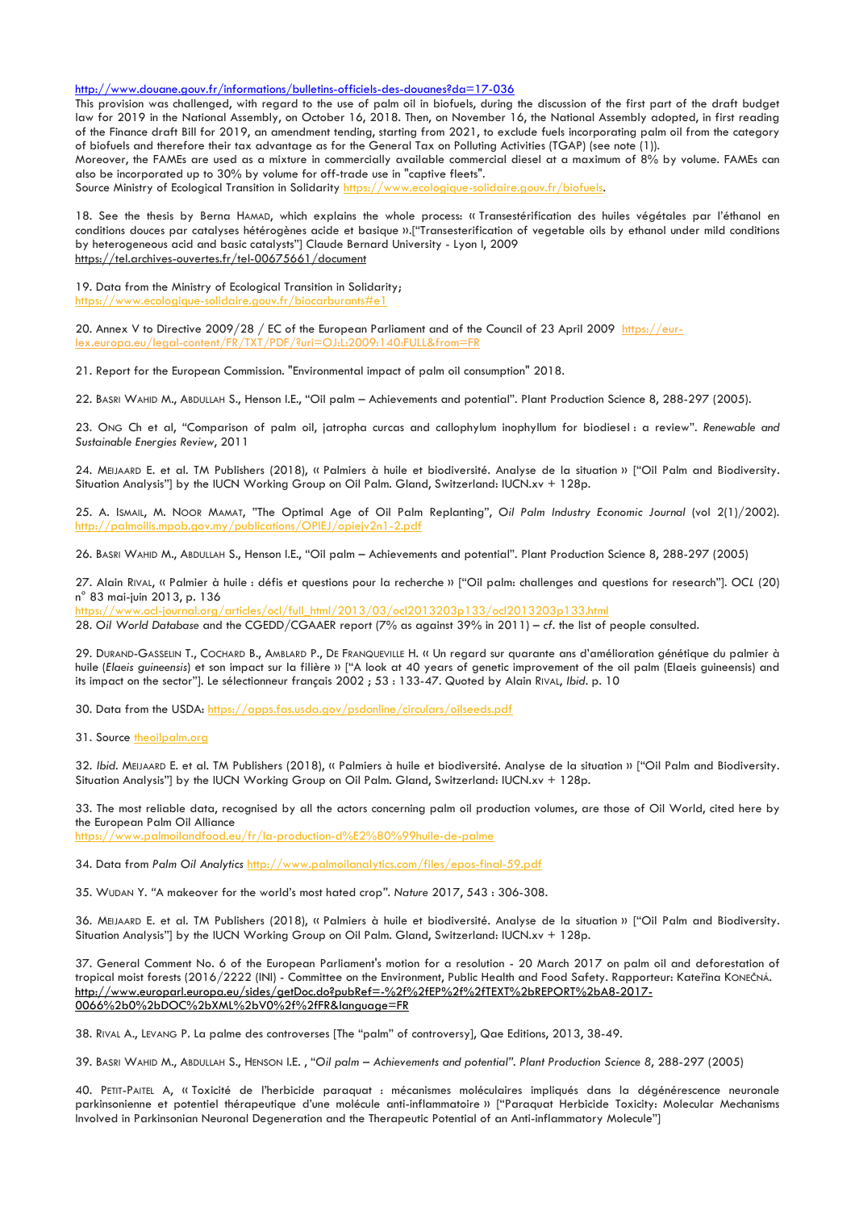http://www.douane.gouv.fr/informations/bulletins-officiels-des-douanes?da=17-036

This provision was challenged, with regard to the use of palm oil in biofuels, during the discussion of the first part of the draft budget law for 2019 in the National Assembly, on October 16, 2018. Then, on November 16, the National Assembly adopted, in first reading of the Finance draft Bill for 2019, an amendment tending, starting from 2021, to exclude fuels incorporating palm oil from the category of biofuels and therefore their tax advantage as for the General Tax on Polluting Activities (TGAP) (see note (1)).

Moreover, the FAMEs are used as a mixture in commercially available commercial diesel at a maximum of 8% by volume. FAMEs can also be incorporated up to 30% by volume for off-trade use in "captive fleets".

Source Ministry of Ecological Transition in Solidarity https://www.ecologique-solidaire.gouv.fr/biofuels.

18. See the thesis by Berna HAMAD, which explains the whole process: « Transestérification des huiles végétales par l'éthanol en conditions douces par catalyses hétérogènes acide et basique ».["Transesterification of vegetable oils by ethanol under mild conditions by heterogeneous acid and basic catalysts"] Claude Bernard University - Lyon I, 2009
https://tel.archives-ouvertes.fr/tel-00675661/document

19. Data from the Ministry of Ecological Transition in Solidarity;
https://www.ecologique-solidaire.gouv.fr/biocarburants#e1

20. Annex V to Directive 2009/28 / EC of the European Parliament and of the Council of 23 April 2009 https://eur-lex.europa.eu/legal-content/FR/TXT/PDF/?uri=OJ:L:2009:140:FULL&from=FR

21. Report for the European Commission. "Environmental impact of palm oil consumption" 2018.

22. BASRI WAHID M., ABDULLAH S., Henson I.E., "Oil palm – Achievements and potential". Plant Production Science 8, 288-297 (2005).

23. ONG Ch et al, "Comparison of palm oil, jatropha curcas and callophylum inophyllum for biodiesel : a review". *Renewable and Sustainable Energies Review*, 2011

24. MEIJAARD E. et al. TM Publishers (2018), « Palmiers à huile et biodiversité. Analyse de la situation » ["Oil Palm and Biodiversity. Situation Analysis"] by the IUCN Working Group on Oil Palm. Gland, Switzerland: IUCN.xv + 128p.

25. A. ISMAIL, M. NOOR MAMAT, "The Optimal Age of Oil Palm Replanting", *Oil Palm Industry Economic Journal* (vol 2(1)/2002). http://palmoilis.mpob.gov.my/publications/OPIEJ/opiejv2n1-2.pdf

26. BASRI WAHID M., ABDULLAH S., Henson I.E., "Oil palm – Achievements and potential". Plant Production Science 8, 288-297 (2005)

27. Alain RIVAL, « Palmier à huile : défis et questions pour la recherche » ["Oil palm: challenges and questions for research"]. *OCL* (20) n° 83 mai-juin 2013, p. 136
https://www.ocl-journal.org/articles/ocl/full_html/2013/03/ocl2013203p133/ocl2013203p133.html

28. *Oil World Database* and the CGEDD/CGAAER report (7% as against 39% in 2011) – *cf.* the list of people consulted.

29. DURAND-GASSELIN T., COCHARD B., AMBLARD P., DE FRANQUEVILLE H. « Un regard sur quarante ans d'amélioration génétique du palmier à huile (*Elaeis guineensis*) et son impact sur la filière » ["A look at 40 years of genetic improvement of the oil palm (Elaeis guineensis) and its impact on the sector"]. Le sélectionneur français 2002 ; 53 : 133-47. Quoted by Alain RIVAL, *Ibid*. p. 10

30. Data from the USDA: https://apps.fas.usda.gov/psdonline/circulars/oilseeds.pdf

31. Source theoilpalm.org

32. *Ibid*. MEIJAARD E. et al. TM Publishers (2018), « Palmiers à huile et biodiversité. Analyse de la situation » ["Oil Palm and Biodiversity. Situation Analysis"] by the IUCN Working Group on Oil Palm. Gland, Switzerland: IUCN.xv + 128p.

33. The most reliable data, recognised by all the actors concerning palm oil production volumes, are those of Oil World, cited here by the European Palm Oil Alliance
https://www.palmoilandfood.eu/fr/la-production-d%E2%80%99huile-de-palme

34. Data from *Palm Oil Analytics* http://www.palmoilanalytics.com/files/epos-final-59.pdf

35. WUDAN Y. "A makeover for the world's most hated crop". *Nature* 2017, 543 : 306-308.

36. MEIJAARD E. et al. TM Publishers (2018), « Palmiers à huile et biodiversité. Analyse de la situation » ["Oil Palm and Biodiversity. Situation Analysis"] by the IUCN Working Group on Oil Palm. Gland, Switzerland: IUCN.xv + 128p.

37. General Comment No. 6 of the European Parliament's motion for a resolution - 20 March 2017 on palm oil and deforestation of tropical moist forests (2016/2222 (INI) - Committee on the Environment, Public Health and Food Safety. Rapporteur: Kateřina KONEČNÁ.
http://www.europarl.europa.eu/sides/getDoc.do?pubRef=-%2f%2fEP%2f%2fTEXT%2bREPORT%2bA8-2017-0066%2b0%2bDOC%2bXML%2bV0%2f%2fFR&language=FR

38. RIVAL A., LEVANG P. La palme des controverses [The "palm" of controversy], Qae Editions, 2013, 38-49.

39. BASRI WAHID M., ABDULLAH S., HENSON I.E. , "*Oil palm – Achievements and potential". Plant Production Science 8*, 288-297 (2005)

40. PETIT-PAITEL A, « Toxicité de l'herbicide paraquat : mécanismes moléculaires impliqués dans la dégénérescence neuronale parkinsonienne et potentiel thérapeutique d'une molécule anti-inflammatoire » ["Paraquat Herbicide Toxicity: Molecular Mechanisms Involved in Parkinsonian Neuronal Degeneration and the Therapeutic Potential of an Anti-inflammatory Molecule"]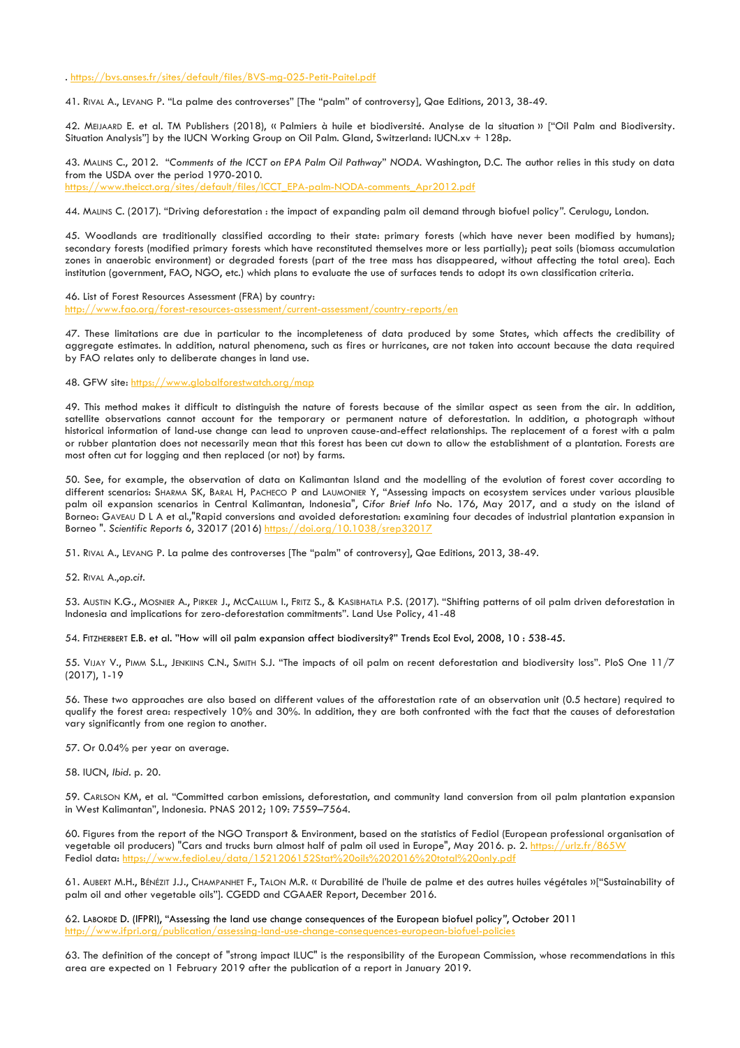. https://bvs.anses.fr/sites/default/files/BVS-mg-025-Petit-Paitel.pdf

41. RIVAL A., LEVANG P. "La palme des controverses" [The "palm" of controversy], Qae Editions, 2013, 38-49.

42. MEIJAARD E. et al. TM Publishers (2018), « Palmiers à huile et biodiversité. Analyse de la situation » ["Oil Palm and Biodiversity. Situation Analysis"] by the IUCN Working Group on Oil Palm. Gland, Switzerland: IUCN.xv + 128p.

43. MALINS C., 2012. "*Comments of the ICCT on EPA Palm Oil Pathway*" *NODA*. Washington, D.C. The author relies in this study on data from the USDA over the period 1970-2010.
https://www.theicct.org/sites/default/files/ICCT_EPA-palm-NODA-comments_Apr2012.pdf

44. MALINS C. (2017). "Driving deforestation : the impact of expanding palm oil demand through biofuel policy". Cerulogu, London.

45. Woodlands are traditionally classified according to their state: primary forests (which have never been modified by humans); secondary forests (modified primary forests which have reconstituted themselves more or less partially); peat soils (biomass accumulation zones in anaerobic environment) or degraded forests (part of the tree mass has disappeared, without affecting the total area). Each institution (government, FAO, NGO, etc.) which plans to evaluate the use of surfaces tends to adopt its own classification criteria.

46. List of Forest Resources Assessment (FRA) by country:
http://www.fao.org/forest-resources-assessment/current-assessment/country-reports/en

47. These limitations are due in particular to the incompleteness of data produced by some States, which affects the credibility of aggregate estimates. In addition, natural phenomena, such as fires or hurricanes, are not taken into account because the data required by FAO relates only to deliberate changes in land use.

48. GFW site: https://www.globalforestwatch.org/map

49. This method makes it difficult to distinguish the nature of forests because of the similar aspect as seen from the air. In addition, satellite observations cannot account for the temporary or permanent nature of deforestation. In addition, a photograph without historical information of land-use change can lead to unproven cause-and-effect relationships. The replacement of a forest with a palm or rubber plantation does not necessarily mean that this forest has been cut down to allow the establishment of a plantation. Forests are most often cut for logging and then replaced (or not) by farms.

50. See, for example, the observation of data on Kalimantan Island and the modelling of the evolution of forest cover according to different scenarios: SHARMA SK, BARAL H, PACHECO P and LAUMONIER Y, "Assessing impacts on ecosystem services under various plausible palm oil expansion scenarios in Central Kalimantan, Indonesia", *Cifor Brief Info* No. 176, May 2017, and a study on the island of Borneo: GAVEAU D L A et al.,"Rapid conversions and avoided deforestation: examining four decades of industrial plantation expansion in Borneo ". *Scientific Reports* 6, 32017 (2016) https://doi.org/10.1038/srep32017

51. RIVAL A., LEVANG P. La palme des controverses [The "palm" of controversy], Qae Editions, 2013, 38-49.

52. RIVAL A.,*op.cit*.

53. AUSTIN K.G., MOSNIER A., PIRKER J., MCCALLUM I., FRITZ S., & KASIBHATLA P.S. (2017). "Shifting patterns of oil palm driven deforestation in Indonesia and implications for zero-deforestation commitments". Land Use Policy, 41-48

54. FITZHERBERT E.B. et al. "How will oil palm expansion affect biodiversity?" Trends Ecol Evol, 2008, 10 : 538-45.

55. VIJAY V., PIMM S.L., JENKIINS C.N., SMITH S.J. "The impacts of oil palm on recent deforestation and biodiversity loss". PloS One 11/7 (2017), 1-19

56. These two approaches are also based on different values of the afforestation rate of an observation unit (0.5 hectare) required to qualify the forest area: respectively 10% and 30%. In addition, they are both confronted with the fact that the causes of deforestation vary significantly from one region to another.

57. Or 0.04% per year on average.

58. IUCN, *Ibid*. p. 20.

59. CARLSON KM, et al. "Committed carbon emissions, deforestation, and community land conversion from oil palm plantation expansion in West Kalimantan", Indonesia. PNAS 2012; 109: 7559–7564.

60. Figures from the report of the NGO Transport & Environment, based on the statistics of Fediol (European professional organisation of vegetable oil producers) "Cars and trucks burn almost half of palm oil used in Europe", May 2016. p. 2. https://urlz.fr/865W
Fediol data: https://www.fediol.eu/data/1521206152Stat%20oils%202016%20total%20only.pdf

61. AUBERT M.H., BÉNÉZIT J.J., CHAMPANHET F., TALON M.R. « Durabilité de l'huile de palme et des autres huiles végétales »["Sustainability of palm oil and other vegetable oils"]. CGEDD and CGAAER Report, December 2016.

62. LABORDE D. (IFPRI), "Assessing the land use change consequences of the European biofuel policy", October 2011
http://www.ifpri.org/publication/assessing-land-use-change-consequences-european-biofuel-policies

63. The definition of the concept of "strong impact ILUC" is the responsibility of the European Commission, whose recommendations in this area are expected on 1 February 2019 after the publication of a report in January 2019.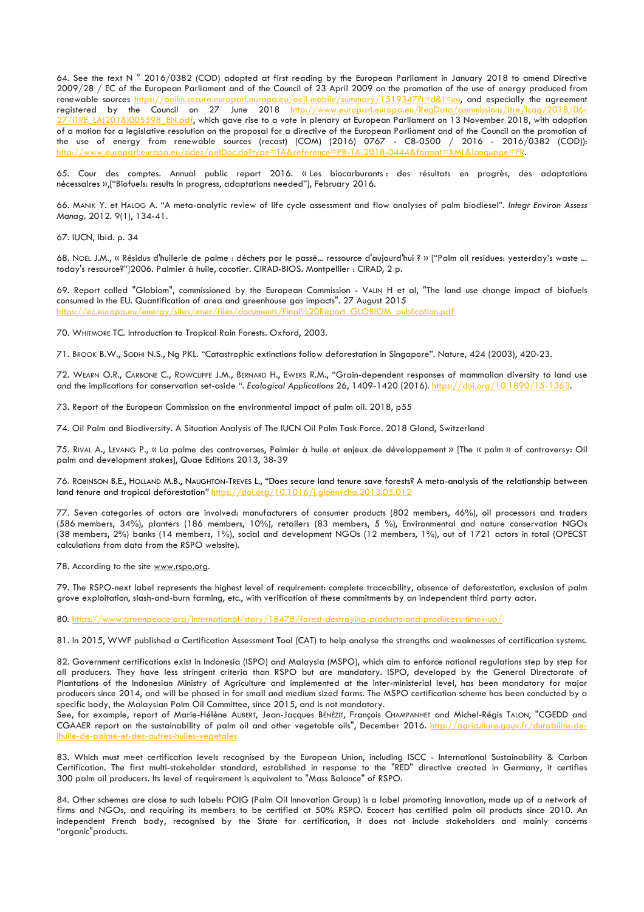64. See the text N ° 2016/0382 (COD) adopted at first reading by the European Parliament in January 2018 to amend Directive 2009/28 / EC of the European Parliament and of the Council of 23 April 2009 on the promotion of the use of energy produced from renewable sources https://oeilm.secure.europarl.europa.eu/oeil-mobile/summary/1519347?t=d&l=en, and especially the agreement registered by the Council on 27 June 2018 http://www.europarl.europa.eu/RegData/commissions/itre/lcag/2018/06-27/ITRE_LA(2018)005598_EN.pdf, which gave rise to a vote in plenary at European Parliament on 13 November 2018, with adoption of a motion for a legislative resolution on the proposal for a directive of the European Parliament and of the Council on the promotion of the use of energy from renewable sources (recast) (COM) (2016) 0767 - C8-0500 / 2016 - 2016/0382 (COD)): http://www.europarl.europa.eu/sides/getDoc.do?type=TA&reference=P8-TA-2018-0444&format=XML&language=FR.

65. Cour des comptes. Annual public report 2016. « Les biocarburants : des résultats en progrès, des adaptations nécessaires »,["Biofuels: results in progress, adaptations needed"], February 2016.

66. Manik Y. et Halog A. "A meta-analytic review of life cycle assessment and flow analyses of palm biodiesel". *Integr Environ Assess Manag.* 2012. 9(1), 134-41.

67. IUCN, Ibid. p. 34

68. Noël J.M., « Résidus d'huilerie de palme : déchets par le passé… ressource d'aujourd'hui ? » ["Palm oil residues: yesterday's waste ... today's resource?"]2006. Palmier à huile, cocotier. CIRAD-BIOS. Montpellier : CIRAD, 2 p.

69. Report called "Globiom", commissioned by the European Commission - Valin H et al, "The land use change impact of biofuels consumed in the EU. Quantification of area and greenhouse gas impacts". 27 August 2015 https://ec.europa.eu/energy/sites/ener/files/documents/Final%20Report_GLOBIOM_publication.pdf

70. Whitmore TC. Introduction to Tropical Rain Forests. Oxford, 2003.

71. Brook B.W., Sodhi N.S., Ng PKL. "Catastrophic extinctions follow deforestation in Singapore". Nature, 424 (2003), 420-23.

72. Wearn O.R., Carbone C., Rowcliffe J.M., Bernard H., Ewers R.M., "Grain-dependent responses of mammalian diversity to land use and the implications for conservation set-aside ". *Ecological Applications* 26, 1409-1420 (2016). https://doi.org/10.1890/15-1363.

73. Report of the European Commission on the environmental impact of palm oil. 2018, p55

74. Oil Palm and Biodiversity. A Situation Analysis of The IUCN Oil Palm Task Force. 2018 Gland, Switzerland

75. Rival A., Levang P., « La palme des controverses, Palmier à huile et enjeux de développement » [The « palm » of controversy: Oil palm and development stakes], Quae Editions 2013, 38-39

76. Robinson B.E., Holland M.B., Naughton-Treves L., "Does secure land tenure save forests? A meta-analysis of the relationship between land tenure and tropical deforestation" https://doi.org/10.1016/j.gloenvcha.2013.05.012

77. Seven categories of actors are involved: manufacturers of consumer products (802 members, 46%), oil processors and traders (586 members, 34%), planters (186 members, 10%), retailers (83 members, 5 %), Environmental and nature conservation NGOs (38 members, 2%) banks (14 members, 1%), social and development NGOs (12 members, 1%), out of 1721 actors in total (OPECST calculations from data from the RSPO website).

78. According to the site www.rspo.org.

79. The RSPO-next label represents the highest level of requirement: complete traceability, absence of deforestation, exclusion of palm grove exploitation, slash-and-burn farming, etc., with verification of these commitments by an independent third party actor.

80. https://www.greenpeace.org/international/story/18478/forest-destroying-products-and-producers-times-up/

81. In 2015, WWF published a Certification Assessment Tool (CAT) to help analyse the strengths and weaknesses of certification systems.

82. Government certifications exist in Indonesia (ISPO) and Malaysia (MSPO), which aim to enforce national regulations step by step for all producers. They have less stringent criteria than RSPO but are mandatory. ISPO, developed by the General Directorate of Plantations of the Indonesian Ministry of Agriculture and implemented at the inter-ministerial level, has been mandatory for major producers since 2014, and will be phased in for small and medium sized farms. The MSPO certification scheme has been conducted by a specific body, the Malaysian Palm Oil Committee, since 2015, and is not mandatory.
See, for example, report of Marie-Hélène Aubert, Jean-Jacques Bénézit, François Champanhet and Michel-Régis Talon, "CGEDD and CGAAER report on the sustainability of palm oil and other vegetable oils", December 2016. http://agriculture.gouv.fr/durabilite-de-lhuile-de-palme-et-des-autres-huiles-vegetales

83. Which must meet certification levels recognised by the European Union, including ISCC - International Sustainability & Carbon Certification. The first multi-stakeholder standard, established in response to the "RED" directive created in Germany, it certifies 300 palm oil producers. Its level of requirement is equivalent to "Mass Balance" of RSPO.

84. Other schemes are close to such labels: POIG (Palm Oil Innovation Group) is a label promoting innovation, made up of a network of firms and NGOs, and requiring its members to be certified at 50% RSPO. Ecocert has certified palm oil products since 2010. An independent French body, recognised by the State for certification, it does not include stakeholders and mainly concerns "organic"products.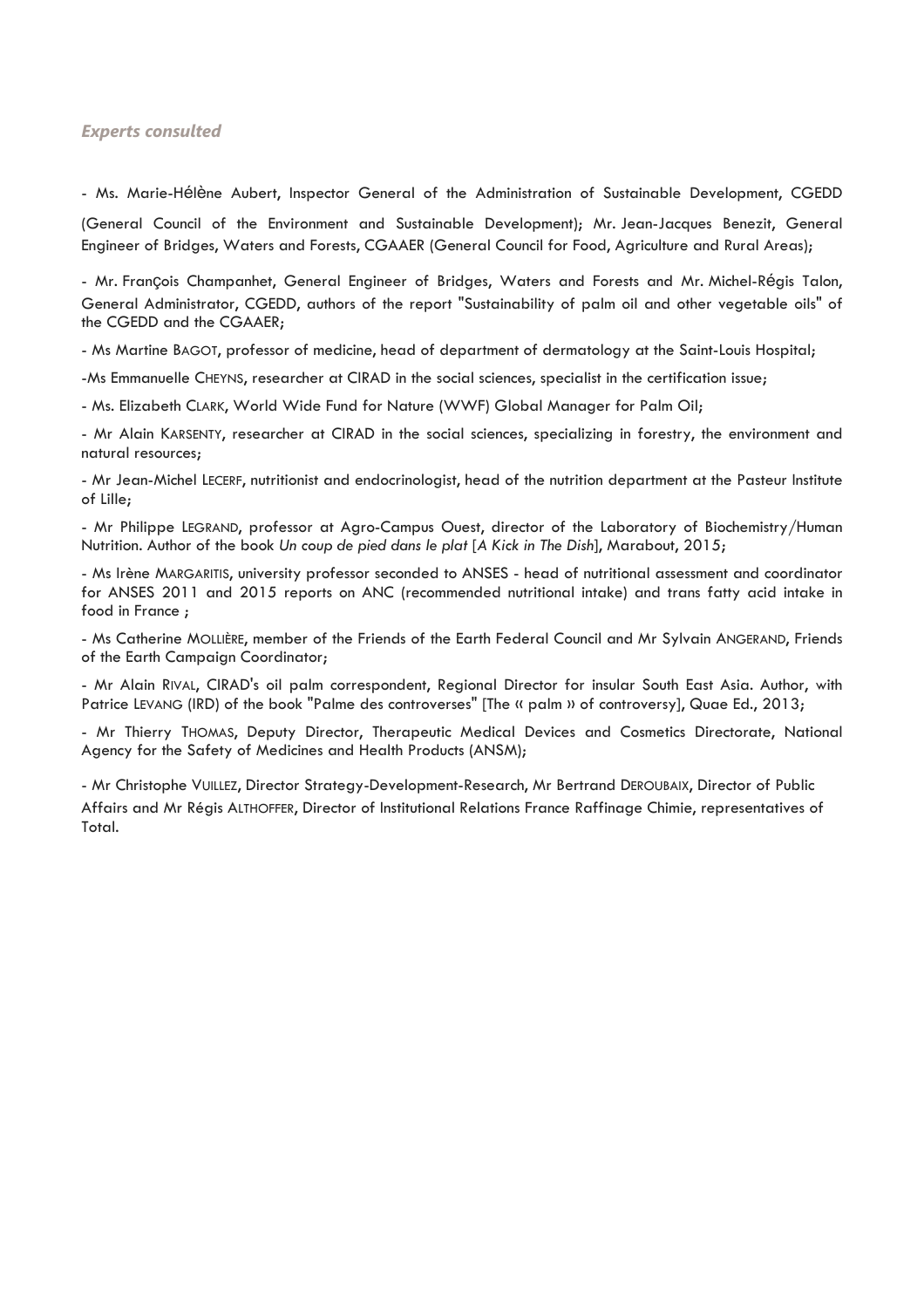### *Experts consulted*

- Ms. Marie-Hélène Aubert, Inspector General of the Administration of Sustainable Development, CGEDD (General Council of the Environment and Sustainable Development); Mr. Jean-Jacques Benezit, General Engineer of Bridges, Waters and Forests, CGAAER (General Council for Food, Agriculture and Rural Areas);

- Mr. François Champanhet, General Engineer of Bridges, Waters and Forests and Mr. Michel-Régis Talon, General Administrator, CGEDD, authors of the report "Sustainability of palm oil and other vegetable oils" of the CGEDD and the CGAAER;

- Ms Martine BAGOT, professor of medicine, head of department of dermatology at the Saint-Louis Hospital;

-Ms Emmanuelle CHEYNS, researcher at CIRAD in the social sciences, specialist in the certification issue;

- Ms. Elizabeth CLARK, World Wide Fund for Nature (WWF) Global Manager for Palm Oil;

- Mr Alain KARSENTY, researcher at CIRAD in the social sciences, specializing in forestry, the environment and natural resources;

- Mr Jean-Michel LECERF, nutritionist and endocrinologist, head of the nutrition department at the Pasteur Institute of Lille;

- Mr Philippe LEGRAND, professor at Agro-Campus Ouest, director of the Laboratory of Biochemistry/Human Nutrition. Author of the book *Un coup de pied dans le plat* [*A Kick in The Dish*], Marabout, 2015;

- Ms Irène MARGARITIS, university professor seconded to ANSES - head of nutritional assessment and coordinator for ANSES 2011 and 2015 reports on ANC (recommended nutritional intake) and trans fatty acid intake in food in France ;

- Ms Catherine MOLLIÈRE, member of the Friends of the Earth Federal Council and Mr Sylvain ANGERAND, Friends of the Earth Campaign Coordinator;

- Mr Alain RIVAL, CIRAD's oil palm correspondent, Regional Director for insular South East Asia. Author, with Patrice LEVANG (IRD) of the book "Palme des controverses" [The « palm » of controversy], Quae Ed., 2013;

- Mr Thierry THOMAS, Deputy Director, Therapeutic Medical Devices and Cosmetics Directorate, National Agency for the Safety of Medicines and Health Products (ANSM);

- Mr Christophe VUILLEZ, Director Strategy-Development-Research, Mr Bertrand DEROUBAIX, Director of Public Affairs and Mr Régis ALTHOFFER, Director of Institutional Relations France Raffinage Chimie, representatives of Total.